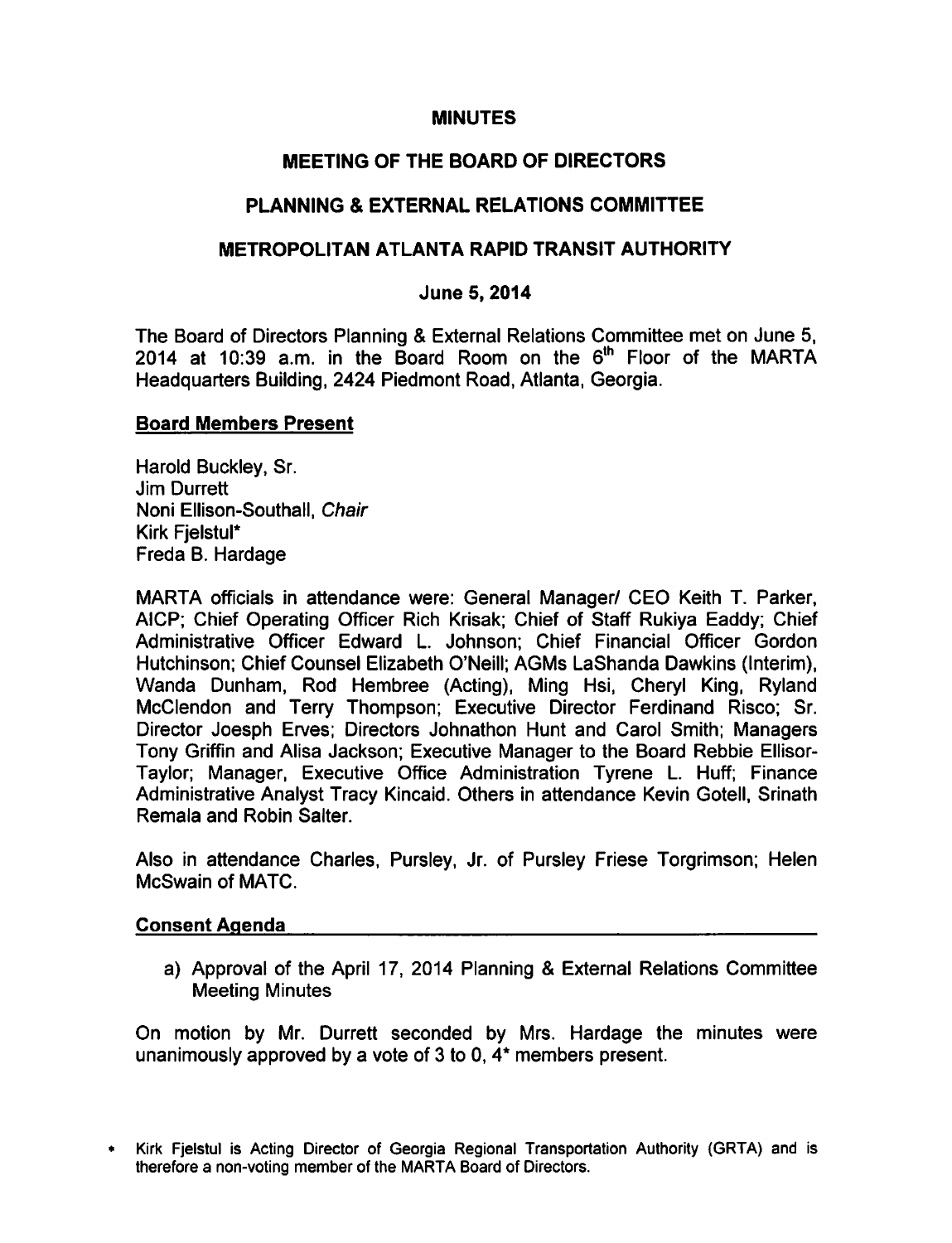# MINUTES

## MEETING OF THE BOARD OF DIRECTORS

## PLANNING & EXTERNAL RELATIONS COMMITTEE

## METROPOLITAN ATLANTA RAPID TRANSIT AUTHORITY

### June 5, 2014

The Board of Directors Planning & External Relations Committee met on June 5, 2014 at 10:39 a.m. in the Board Room on the 6th Floor of the MARTA Headquarters Building, 2424 Piedmont Road, Atlanta, Georgia.

**Board Members Present**

Harold Buckley, Sr.
Jim Durrett
Noni Ellison-Southall, *Chair*
Kirk Fjelstul*
Freda B. Hardage

MARTA officials in attendance were: General Manager/ CEO Keith T. Parker, AICP; Chief Operating Officer Rich Krisak; Chief of Staff Rukiya Eaddy; Chief Administrative Officer Edward L. Johnson; Chief Financial Officer Gordon Hutchinson; Chief Counsel Elizabeth O'Neill; AGMs LaShanda Dawkins (Interim), Wanda Dunham, Rod Hembree (Acting), Ming Hsi, Cheryl King, Ryland McClendon and Terry Thompson; Executive Director Ferdinand Risco; Sr. Director Joesph Erves; Directors Johnathon Hunt and Carol Smith; Managers Tony Griffin and Alisa Jackson; Executive Manager to the Board Rebbie Ellisor-Taylor; Manager, Executive Office Administration Tyrene L. Huff; Finance Administrative Analyst Tracy Kincaid. Others in attendance Kevin Gotell, Srinath Remala and Robin Salter.

Also in attendance Charles, Pursley, Jr. of Pursley Friese Torgrimson; Helen McSwain of MATC.

**Consent Agenda**

a) Approval of the April 17, 2014 Planning & External Relations Committee Meeting Minutes

On motion by Mr. Durrett seconded by Mrs. Hardage the minutes were unanimously approved by a vote of 3 to 0, 4* members present.

* Kirk Fjelstul is Acting Director of Georgia Regional Transportation Authority (GRTA) and is therefore a non-voting member of the MARTA Board of Directors.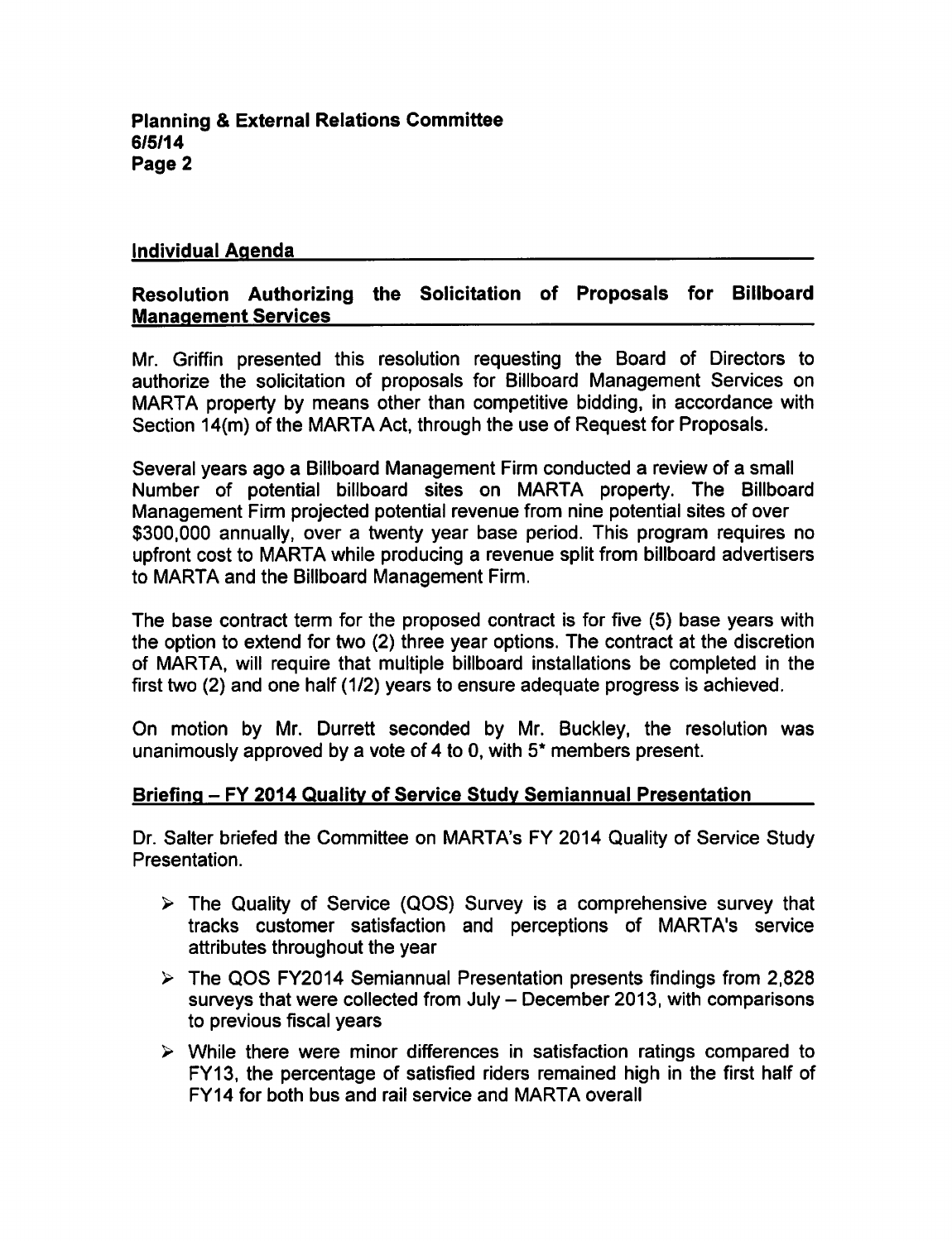## Individual Agenda

### Resolution Authorizing the Solicitation of Proposals for Billboard Management Services

Mr. Griffin presented this resolution requesting the Board of Directors to authorize the solicitation of proposals for Billboard Management Services on MARTA property by means other than competitive bidding, in accordance with Section 14(m) of the MARTA Act, through the use of Request for Proposals.

Several years ago a Billboard Management Firm conducted a review of a small Number of potential billboard sites on MARTA property. The Billboard Management Firm projected potential revenue from nine potential sites of over $300,000 annually, over a twenty year base period. This program requires no upfront cost to MARTA while producing a revenue split from billboard advertisers to MARTA and the Billboard Management Firm.

The base contract term for the proposed contract is for five (5) base years with the option to extend for two (2) three year options. The contract at the discretion of MARTA, will require that multiple billboard installations be completed in the first two (2) and one half (1/2) years to ensure adequate progress is achieved.

On motion by Mr. Durrett seconded by Mr. Buckley, the resolution was unanimously approved by a vote of 4 to 0, with 5* members present.

### Briefing – FY 2014 Quality of Service Study Semiannual Presentation

Dr. Salter briefed the Committee on MARTA's FY 2014 Quality of Service Study Presentation.

- The Quality of Service (QOS) Survey is a comprehensive survey that tracks customer satisfaction and perceptions of MARTA's service attributes throughout the year
- The QOS FY2014 Semiannual Presentation presents findings from 2,828 surveys that were collected from July – December 2013, with comparisons to previous fiscal years
- While there were minor differences in satisfaction ratings compared to FY13, the percentage of satisfied riders remained high in the first half of FY14 for both bus and rail service and MARTA overall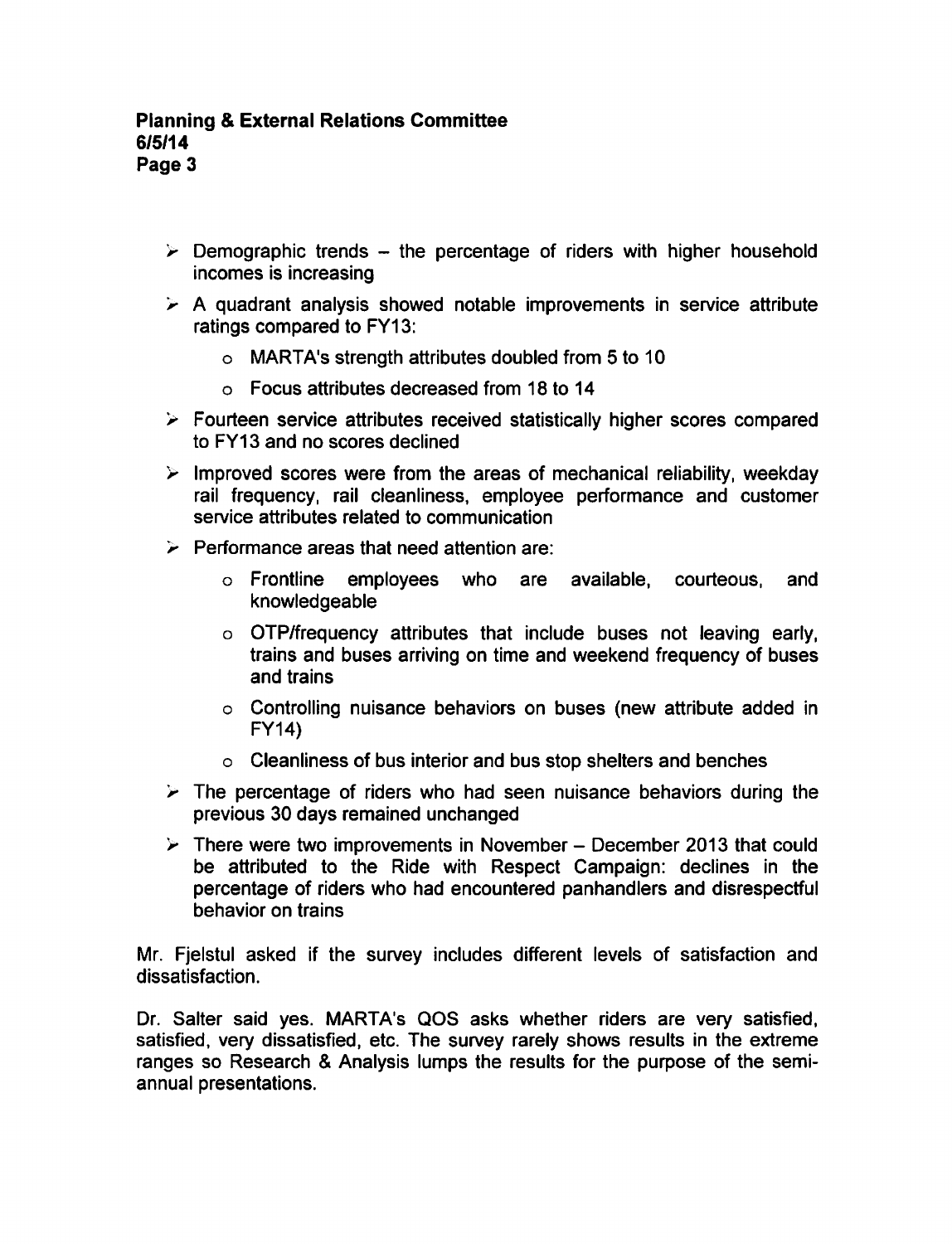- Demographic trends – the percentage of riders with higher household incomes is increasing
- A quadrant analysis showed notable improvements in service attribute ratings compared to FY13:
  - MARTA's strength attributes doubled from 5 to 10
  - Focus attributes decreased from 18 to 14
- Fourteen service attributes received statistically higher scores compared to FY13 and no scores declined
- Improved scores were from the areas of mechanical reliability, weekday rail frequency, rail cleanliness, employee performance and customer service attributes related to communication
- Performance areas that need attention are:
  - Frontline employees who are available, courteous, and knowledgeable
  - OTP/frequency attributes that include buses not leaving early, trains and buses arriving on time and weekend frequency of buses and trains
  - Controlling nuisance behaviors on buses (new attribute added in FY14)
  - Cleanliness of bus interior and bus stop shelters and benches
- The percentage of riders who had seen nuisance behaviors during the previous 30 days remained unchanged
- There were two improvements in November – December 2013 that could be attributed to the Ride with Respect Campaign: declines in the percentage of riders who had encountered panhandlers and disrespectful behavior on trains

Mr. Fjelstul asked if the survey includes different levels of satisfaction and dissatisfaction.

Dr. Salter said yes. MARTA's QOS asks whether riders are very satisfied, satisfied, very dissatisfied, etc. The survey rarely shows results in the extreme ranges so Research & Analysis lumps the results for the purpose of the semi-annual presentations.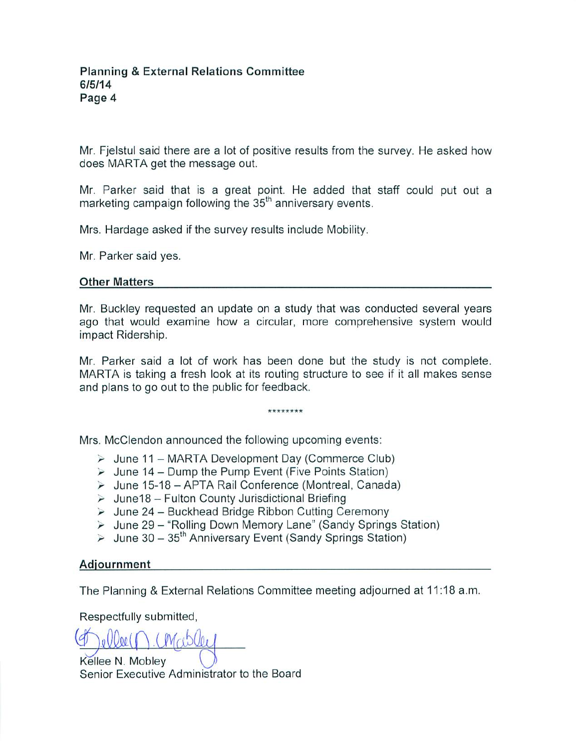Mr. Fjelstul said there are a lot of positive results from the survey. He asked how does MARTA get the message out.

Mr. Parker said that is a great point. He added that staff could put out a marketing campaign following the 35th anniversary events.

Mrs. Hardage asked if the survey results include Mobility.

Mr. Parker said yes.

## Other Matters

Mr. Buckley requested an update on a study that was conducted several years ago that would examine how a circular, more comprehensive system would impact Ridership.

Mr. Parker said a lot of work has been done but the study is not complete. MARTA is taking a fresh look at its routing structure to see if it all makes sense and plans to go out to the public for feedback.

********

Mrs. McClendon announced the following upcoming events:

- June 11 – MARTA Development Day (Commerce Club)
- June 14 – Dump the Pump Event (Five Points Station)
- June 15-18 – APTA Rail Conference (Montreal, Canada)
- June18 – Fulton County Jurisdictional Briefing
- June 24 – Buckhead Bridge Ribbon Cutting Ceremony
- June 29 – "Rolling Down Memory Lane" (Sandy Springs Station)
- June 30 – 35th Anniversary Event (Sandy Springs Station)

## Adjournment

The Planning & External Relations Committee meeting adjourned at 11:18 a.m.

Respectfully submitted,

Kellee N. Mobley
Senior Executive Administrator to the Board